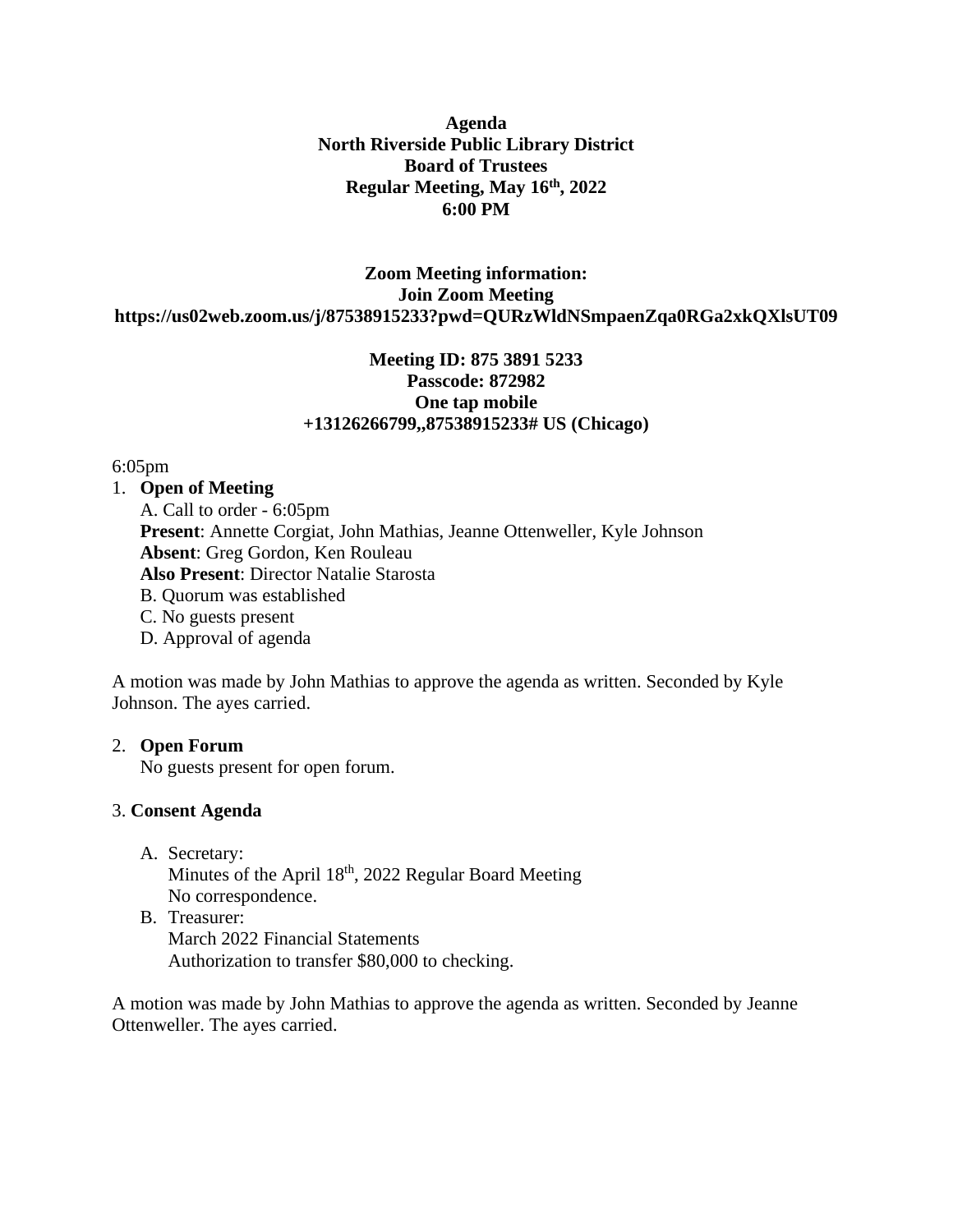**Agenda**
**North Riverside Public Library District**
**Board of Trustees**
**Regular Meeting, May 16th, 2022**
**6:00 PM**

**Zoom Meeting information:**
**Join Zoom Meeting**
**https://us02web.zoom.us/j/87538915233?pwd=QURzWldNSmpaenZqa0RGa2xkQXlsUT09**

**Meeting ID: 875 3891 5233**
**Passcode: 872982**
**One tap mobile**
**+13126266799,,87538915233# US (Chicago)**

6:05pm

1. **Open of Meeting**
   A. Call to order - 6:05pm
   **Present**: Annette Corgiat, John Mathias, Jeanne Ottenweller, Kyle Johnson
   **Absent**: Greg Gordon, Ken Rouleau
   **Also Present**: Director Natalie Starosta
   B. Quorum was established
   C. No guests present
   D. Approval of agenda

A motion was made by John Mathias to approve the agenda as written. Seconded by Kyle Johnson. The ayes carried.

2. **Open Forum**
   No guests present for open forum.

3. **Consent Agenda**

   A. Secretary:
      Minutes of the April 18th, 2022 Regular Board Meeting
      No correspondence.
   B. Treasurer:
      March 2022 Financial Statements
      Authorization to transfer $80,000 to checking.

A motion was made by John Mathias to approve the agenda as written. Seconded by Jeanne Ottenweller. The ayes carried.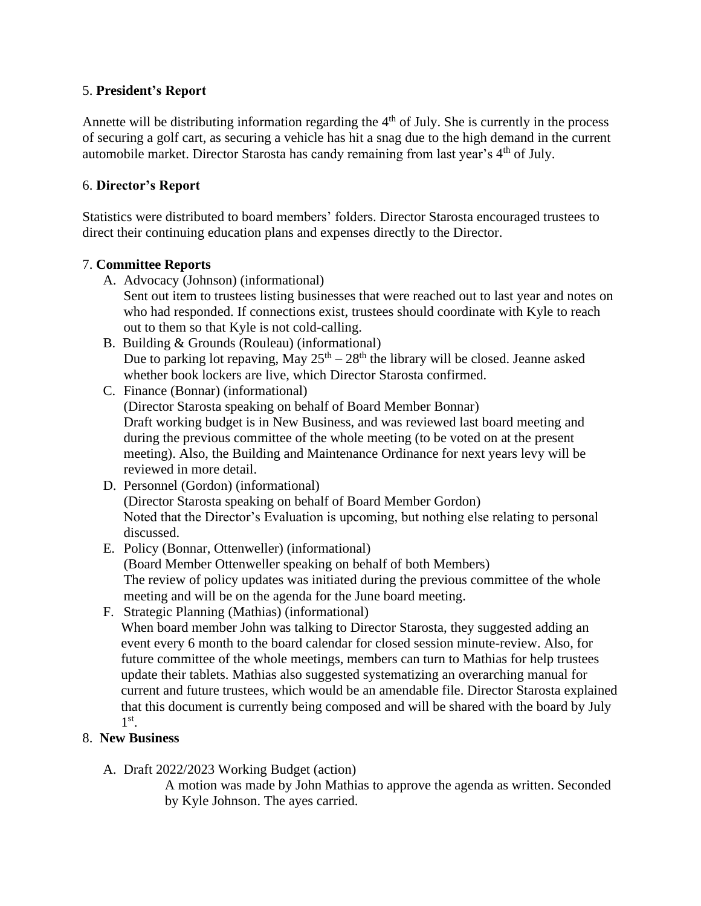5. **President's Report**

Annette will be distributing information regarding the 4th of July. She is currently in the process of securing a golf cart, as securing a vehicle has hit a snag due to the high demand in the current automobile market. Director Starosta has candy remaining from last year's 4th of July.

6. **Director's Report**

Statistics were distributed to board members' folders. Director Starosta encouraged trustees to direct their continuing education plans and expenses directly to the Director.

7. **Committee Reports**

A. Advocacy (Johnson) (informational)
   Sent out item to trustees listing businesses that were reached out to last year and notes on who had responded. If connections exist, trustees should coordinate with Kyle to reach out to them so that Kyle is not cold-calling.

B. Building & Grounds (Rouleau) (informational)
   Due to parking lot repaving, May 25th – 28th the library will be closed. Jeanne asked whether book lockers are live, which Director Starosta confirmed.

C. Finance (Bonnar) (informational)
   (Director Starosta speaking on behalf of Board Member Bonnar)
   Draft working budget is in New Business, and was reviewed last board meeting and during the previous committee of the whole meeting (to be voted on at the present meeting). Also, the Building and Maintenance Ordinance for next years levy will be reviewed in more detail.

D. Personnel (Gordon) (informational)
   (Director Starosta speaking on behalf of Board Member Gordon)
   Noted that the Director's Evaluation is upcoming, but nothing else relating to personal discussed.

E. Policy (Bonnar, Ottenweller) (informational)
   (Board Member Ottenweller speaking on behalf of both Members)
   The review of policy updates was initiated during the previous committee of the whole meeting and will be on the agenda for the June board meeting.

F. Strategic Planning (Mathias) (informational)
   When board member John was talking to Director Starosta, they suggested adding an event every 6 month to the board calendar for closed session minute-review. Also, for future committee of the whole meetings, members can turn to Mathias for help trustees update their tablets. Mathias also suggested systematizing an overarching manual for current and future trustees, which would be an amendable file. Director Starosta explained that this document is currently being composed and will be shared with the board by July 1st.

8. **New Business**

A. Draft 2022/2023 Working Budget (action)
   A motion was made by John Mathias to approve the agenda as written. Seconded by Kyle Johnson. The ayes carried.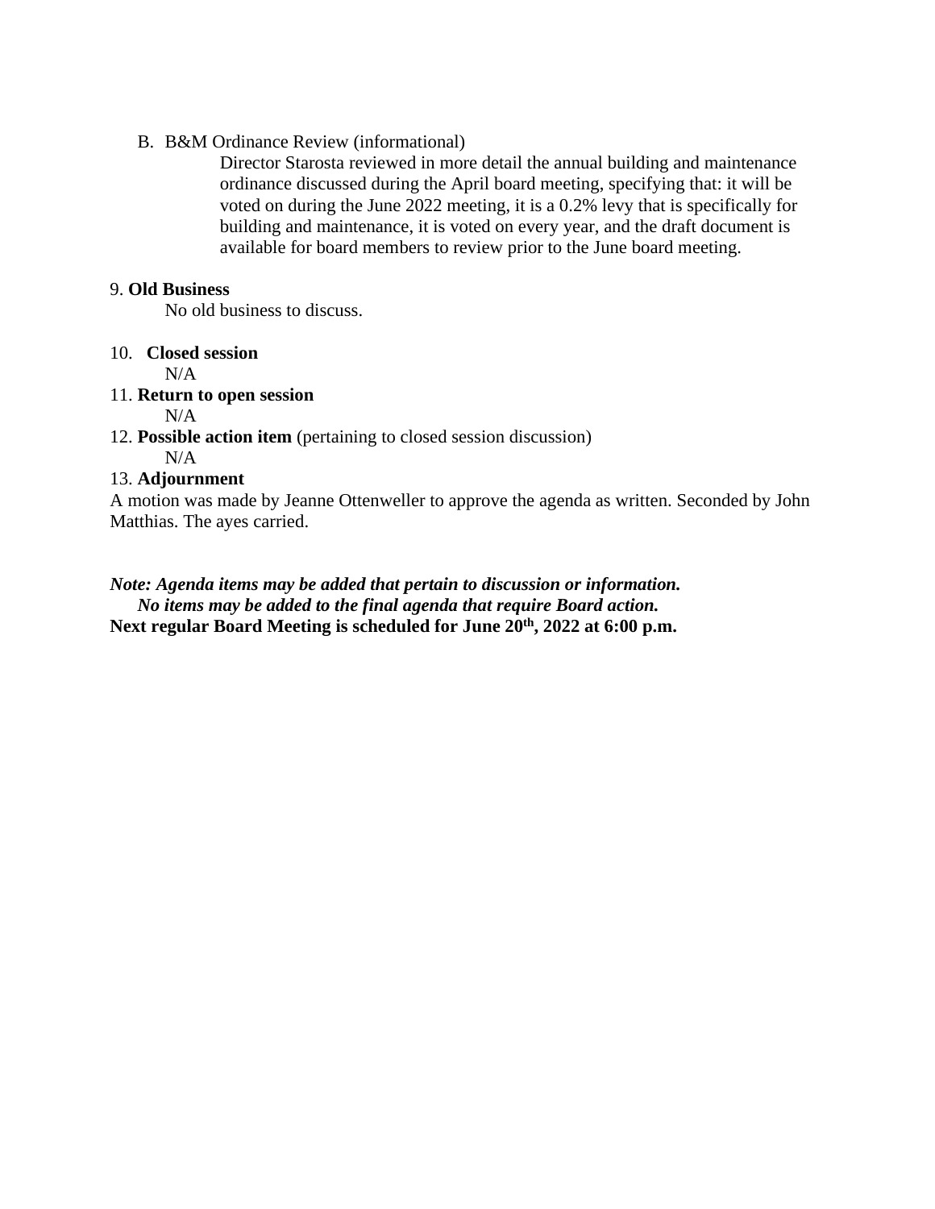B. B&M Ordinance Review (informational)

Director Starosta reviewed in more detail the annual building and maintenance ordinance discussed during the April board meeting, specifying that: it will be voted on during the June 2022 meeting, it is a 0.2% levy that is specifically for building and maintenance, it is voted on every year, and the draft document is available for board members to review prior to the June board meeting.

9. **Old Business**

No old business to discuss.

10. **Closed session**

N/A

11. **Return to open session**

N/A

12. **Possible action item** (pertaining to closed session discussion)

N/A

13. **Adjournment**

A motion was made by Jeanne Ottenweller to approve the agenda as written. Seconded by John Matthias. The ayes carried.

***Note: Agenda items may be added that pertain to discussion or information.***
***No items may be added to the final agenda that require Board action.***

**Next regular Board Meeting is scheduled for June 20th, 2022 at 6:00 p.m.**